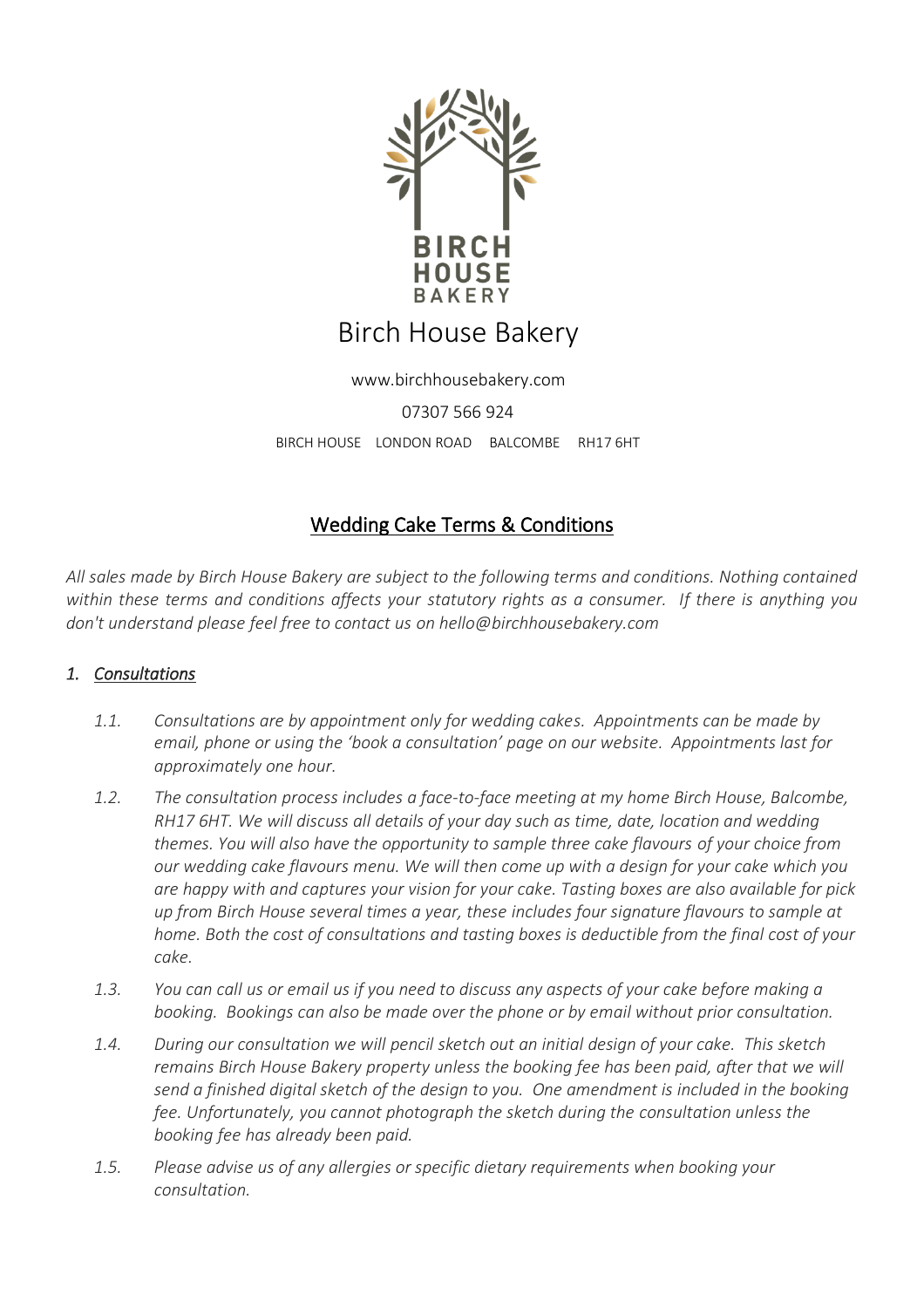# Birch House Bakery

www.birchhousebakery.com

07307 566 924

BIRCH HOUSE LONDON ROAD BALCOMBE RH17 6HT

## Wedding Cake Terms & Conditions

*All sales made by Birch House Bakery are subject to the following terms and conditions. Nothing contained within these terms and conditions affects your statutory rights as a consumer. If there is anything you don't understand please feel free to contact us on hello@birchhousebakery.com*

### *1. Consultations*

*1.1. Consultations are by appointment only for wedding cakes. Appointments can be made by email, phone or using the 'book a consultation' page on our website. Appointments last for approximately one hour.*

*1.2. The consultation process includes a face-to-face meeting at my home Birch House, Balcombe, RH17 6HT. We will discuss all details of your day such as time, date, location and wedding themes. You will also have the opportunity to sample three cake flavours of your choice from our wedding cake flavours menu. We will then come up with a design for your cake which you are happy with and captures your vision for your cake. Tasting boxes are also available for pick up from Birch House several times a year, these includes four signature flavours to sample at home. Both the cost of consultations and tasting boxes is deductible from the final cost of your cake.*

*1.3. You can call us or email us if you need to discuss any aspects of your cake before making a booking. Bookings can also be made over the phone or by email without prior consultation.*

*1.4. During our consultation we will pencil sketch out an initial design of your cake. This sketch remains Birch House Bakery property unless the booking fee has been paid, after that we will send a finished digital sketch of the design to you. One amendment is included in the booking fee. Unfortunately, you cannot photograph the sketch during the consultation unless the booking fee has already been paid.*

*1.5. Please advise us of any allergies or specific dietary requirements when booking your consultation.*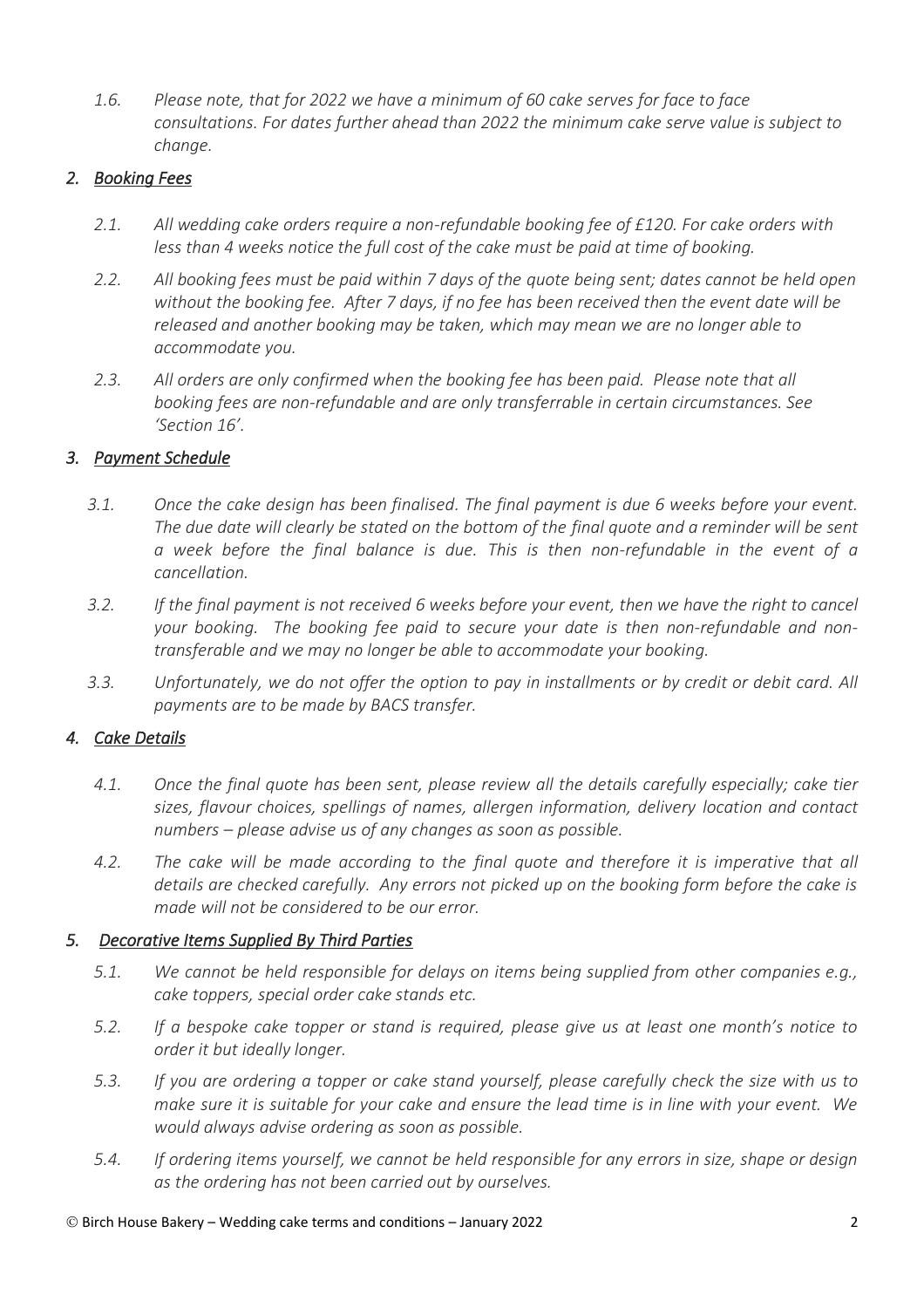*1.6. Please note, that for 2022 we have a minimum of 60 cake serves for face to face consultations. For dates further ahead than 2022 the minimum cake serve value is subject to change.*

## *2. Booking Fees*

*2.1. All wedding cake orders require a non-refundable booking fee of £120. For cake orders with less than 4 weeks notice the full cost of the cake must be paid at time of booking.*

*2.2. All booking fees must be paid within 7 days of the quote being sent; dates cannot be held open without the booking fee. After 7 days, if no fee has been received then the event date will be released and another booking may be taken, which may mean we are no longer able to accommodate you.*

*2.3. All orders are only confirmed when the booking fee has been paid. Please note that all booking fees are non-refundable and are only transferrable in certain circumstances. See 'Section 16'.*

## *3. Payment Schedule*

*3.1. Once the cake design has been finalised. The final payment is due 6 weeks before your event. The due date will clearly be stated on the bottom of the final quote and a reminder will be sent a week before the final balance is due. This is then non-refundable in the event of a cancellation.*

*3.2. If the final payment is not received 6 weeks before your event, then we have the right to cancel your booking. The booking fee paid to secure your date is then non-refundable and non-transferable and we may no longer be able to accommodate your booking.*

*3.3. Unfortunately, we do not offer the option to pay in installments or by credit or debit card. All payments are to be made by BACS transfer.*

## *4. Cake Details*

*4.1. Once the final quote has been sent, please review all the details carefully especially; cake tier sizes, flavour choices, spellings of names, allergen information, delivery location and contact numbers – please advise us of any changes as soon as possible.*

*4.2. The cake will be made according to the final quote and therefore it is imperative that all details are checked carefully. Any errors not picked up on the booking form before the cake is made will not be considered to be our error.*

## *5. Decorative Items Supplied By Third Parties*

*5.1. We cannot be held responsible for delays on items being supplied from other companies e.g., cake toppers, special order cake stands etc.*

*5.2. If a bespoke cake topper or stand is required, please give us at least one month's notice to order it but ideally longer.*

*5.3. If you are ordering a topper or cake stand yourself, please carefully check the size with us to make sure it is suitable for your cake and ensure the lead time is in line with your event. We would always advise ordering as soon as possible.*

*5.4. If ordering items yourself, we cannot be held responsible for any errors in size, shape or design as the ordering has not been carried out by ourselves.*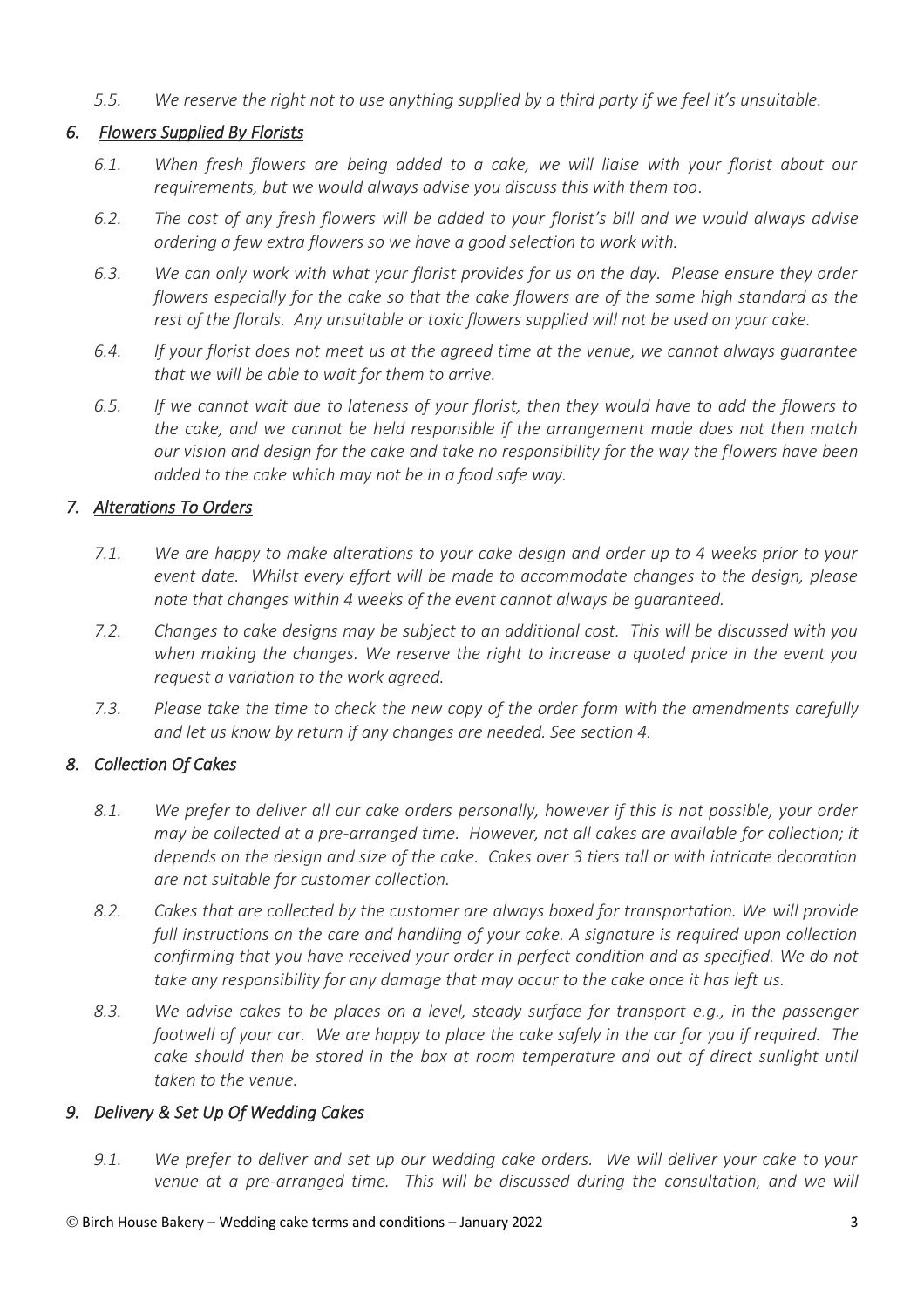*5.5. We reserve the right not to use anything supplied by a third party if we feel it's unsuitable.*

## *6. Flowers Supplied By Florists*

*6.1. When fresh flowers are being added to a cake, we will liaise with your florist about our requirements, but we would always advise you discuss this with them too.*

*6.2. The cost of any fresh flowers will be added to your florist's bill and we would always advise ordering a few extra flowers so we have a good selection to work with.*

*6.3. We can only work with what your florist provides for us on the day. Please ensure they order flowers especially for the cake so that the cake flowers are of the same high standard as the rest of the florals. Any unsuitable or toxic flowers supplied will not be used on your cake.*

*6.4. If your florist does not meet us at the agreed time at the venue, we cannot always guarantee that we will be able to wait for them to arrive.*

*6.5. If we cannot wait due to lateness of your florist, then they would have to add the flowers to the cake, and we cannot be held responsible if the arrangement made does not then match our vision and design for the cake and take no responsibility for the way the flowers have been added to the cake which may not be in a food safe way.*

## *7. Alterations To Orders*

*7.1. We are happy to make alterations to your cake design and order up to 4 weeks prior to your event date. Whilst every effort will be made to accommodate changes to the design, please note that changes within 4 weeks of the event cannot always be guaranteed.*

*7.2. Changes to cake designs may be subject to an additional cost. This will be discussed with you when making the changes. We reserve the right to increase a quoted price in the event you request a variation to the work agreed.*

*7.3. Please take the time to check the new copy of the order form with the amendments carefully and let us know by return if any changes are needed. See section 4.*

## *8. Collection Of Cakes*

*8.1. We prefer to deliver all our cake orders personally, however if this is not possible, your order may be collected at a pre-arranged time. However, not all cakes are available for collection; it depends on the design and size of the cake. Cakes over 3 tiers tall or with intricate decoration are not suitable for customer collection.*

*8.2. Cakes that are collected by the customer are always boxed for transportation. We will provide full instructions on the care and handling of your cake. A signature is required upon collection confirming that you have received your order in perfect condition and as specified. We do not take any responsibility for any damage that may occur to the cake once it has left us.*

*8.3. We advise cakes to be places on a level, steady surface for transport e.g., in the passenger footwell of your car. We are happy to place the cake safely in the car for you if required. The cake should then be stored in the box at room temperature and out of direct sunlight until taken to the venue.*

## *9. Delivery & Set Up Of Wedding Cakes*

*9.1. We prefer to deliver and set up our wedding cake orders. We will deliver your cake to your venue at a pre-arranged time. This will be discussed during the consultation, and we will*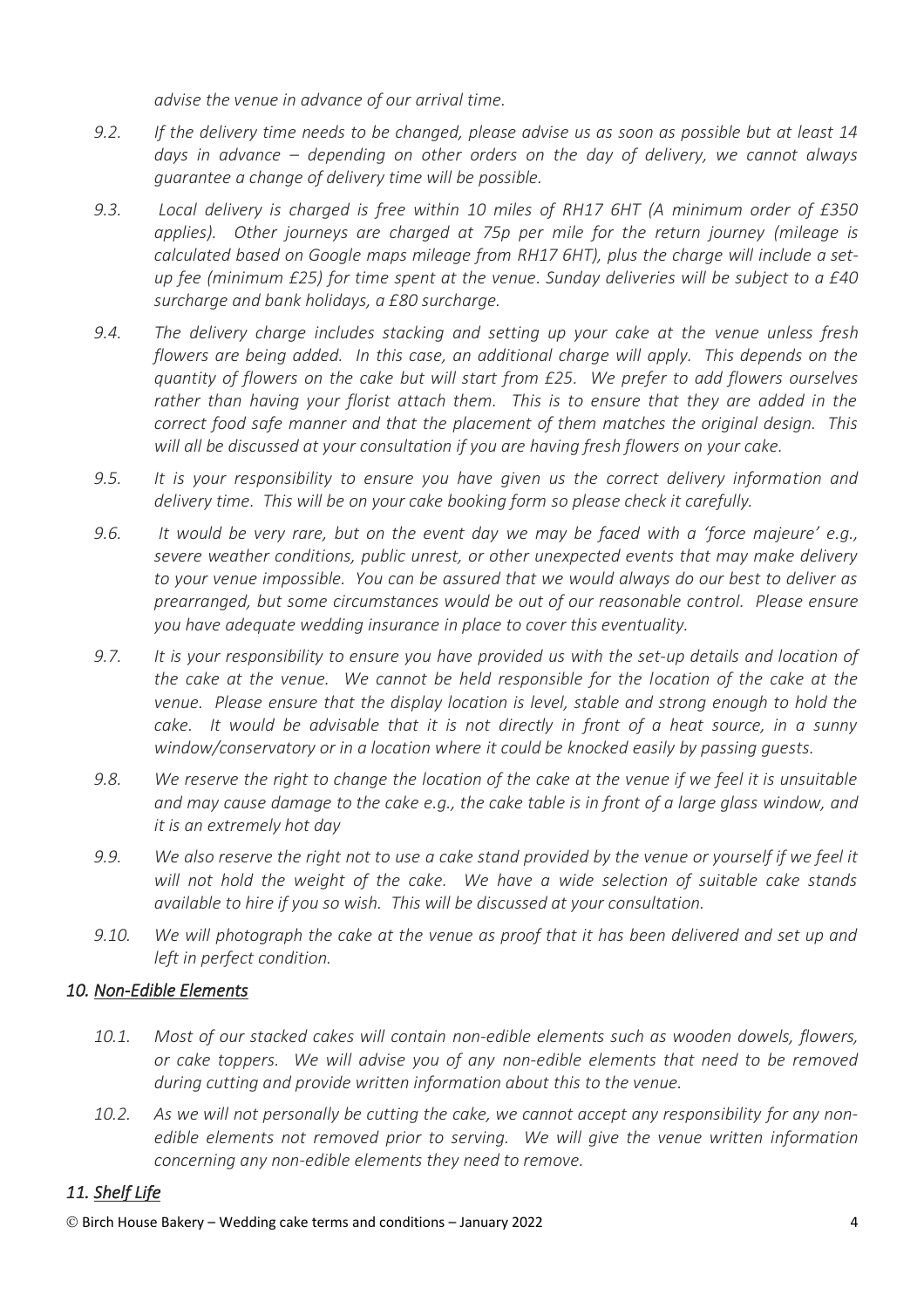*advise the venue in advance of our arrival time.*

*9.2. If the delivery time needs to be changed, please advise us as soon as possible but at least 14 days in advance – depending on other orders on the day of delivery, we cannot always guarantee a change of delivery time will be possible.*

*9.3. Local delivery is charged is free within 10 miles of RH17 6HT (A minimum order of £350 applies). Other journeys are charged at 75p per mile for the return journey (mileage is calculated based on Google maps mileage from RH17 6HT), plus the charge will include a set-up fee (minimum £25) for time spent at the venue. Sunday deliveries will be subject to a £40 surcharge and bank holidays, a £80 surcharge.*

*9.4. The delivery charge includes stacking and setting up your cake at the venue unless fresh flowers are being added. In this case, an additional charge will apply. This depends on the quantity of flowers on the cake but will start from £25. We prefer to add flowers ourselves rather than having your florist attach them. This is to ensure that they are added in the correct food safe manner and that the placement of them matches the original design. This will all be discussed at your consultation if you are having fresh flowers on your cake.*

*9.5. It is your responsibility to ensure you have given us the correct delivery information and delivery time. This will be on your cake booking form so please check it carefully.*

*9.6. It would be very rare, but on the event day we may be faced with a 'force majeure' e.g., severe weather conditions, public unrest, or other unexpected events that may make delivery to your venue impossible. You can be assured that we would always do our best to deliver as prearranged, but some circumstances would be out of our reasonable control. Please ensure you have adequate wedding insurance in place to cover this eventuality.*

*9.7. It is your responsibility to ensure you have provided us with the set-up details and location of the cake at the venue. We cannot be held responsible for the location of the cake at the venue. Please ensure that the display location is level, stable and strong enough to hold the cake. It would be advisable that it is not directly in front of a heat source, in a sunny window/conservatory or in a location where it could be knocked easily by passing guests.*

*9.8. We reserve the right to change the location of the cake at the venue if we feel it is unsuitable and may cause damage to the cake e.g., the cake table is in front of a large glass window, and it is an extremely hot day*

*9.9. We also reserve the right not to use a cake stand provided by the venue or yourself if we feel it will not hold the weight of the cake. We have a wide selection of suitable cake stands available to hire if you so wish. This will be discussed at your consultation.*

*9.10. We will photograph the cake at the venue as proof that it has been delivered and set up and left in perfect condition.*

### *10. Non-Edible Elements*

*10.1. Most of our stacked cakes will contain non-edible elements such as wooden dowels, flowers, or cake toppers. We will advise you of any non-edible elements that need to be removed during cutting and provide written information about this to the venue.*

*10.2. As we will not personally be cutting the cake, we cannot accept any responsibility for any non-edible elements not removed prior to serving. We will give the venue written information concerning any non-edible elements they need to remove.*

### *11. Shelf Life*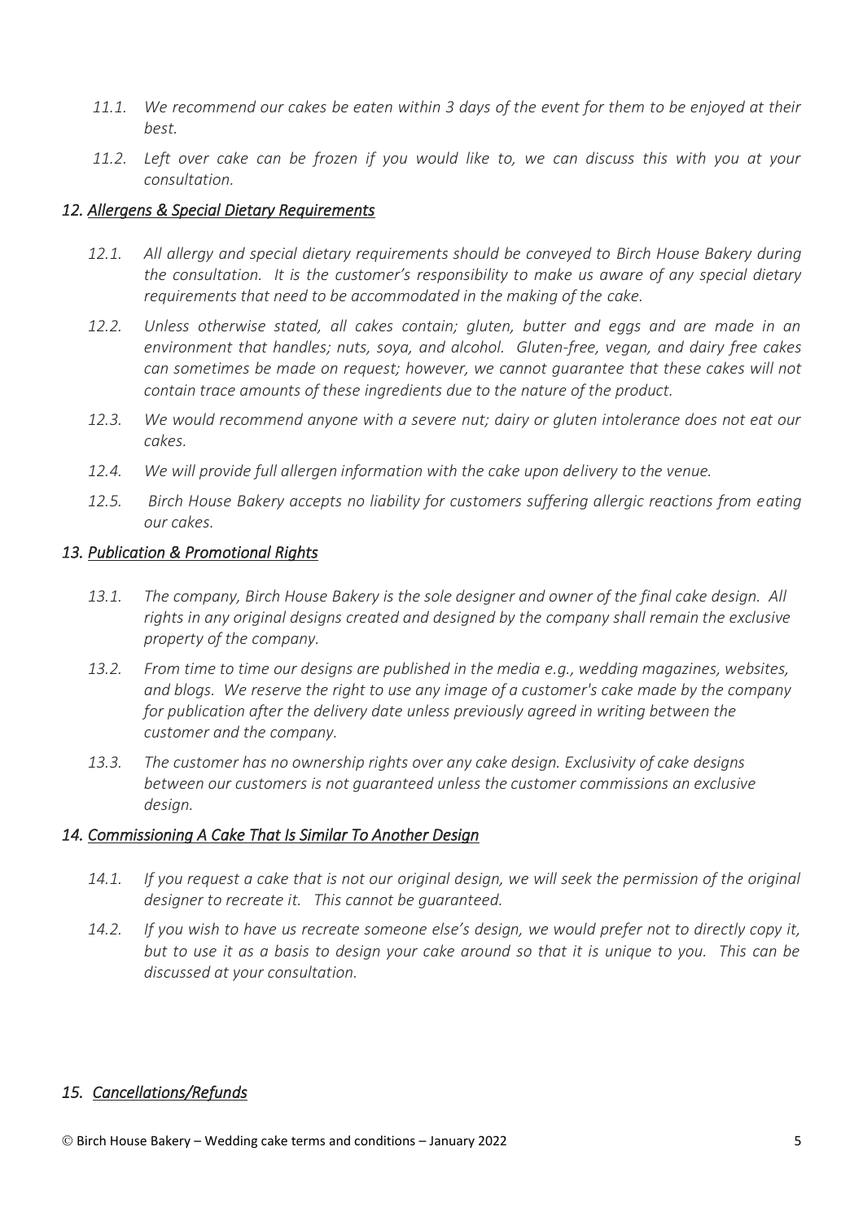*11.1. We recommend our cakes be eaten within 3 days of the event for them to be enjoyed at their best.*

*11.2. Left over cake can be frozen if you would like to, we can discuss this with you at your consultation.*

### *12. Allergens & Special Dietary Requirements*

*12.1. All allergy and special dietary requirements should be conveyed to Birch House Bakery during the consultation. It is the customer's responsibility to make us aware of any special dietary requirements that need to be accommodated in the making of the cake.*

*12.2. Unless otherwise stated, all cakes contain; gluten, butter and eggs and are made in an environment that handles; nuts, soya, and alcohol. Gluten-free, vegan, and dairy free cakes can sometimes be made on request; however, we cannot guarantee that these cakes will not contain trace amounts of these ingredients due to the nature of the product.*

*12.3. We would recommend anyone with a severe nut; dairy or gluten intolerance does not eat our cakes.*

*12.4. We will provide full allergen information with the cake upon delivery to the venue.*

*12.5. Birch House Bakery accepts no liability for customers suffering allergic reactions from eating our cakes.*

### *13. Publication & Promotional Rights*

*13.1. The company, Birch House Bakery is the sole designer and owner of the final cake design. All rights in any original designs created and designed by the company shall remain the exclusive property of the company.*

*13.2. From time to time our designs are published in the media e.g., wedding magazines, websites, and blogs. We reserve the right to use any image of a customer's cake made by the company for publication after the delivery date unless previously agreed in writing between the customer and the company.*

*13.3. The customer has no ownership rights over any cake design. Exclusivity of cake designs between our customers is not guaranteed unless the customer commissions an exclusive design.*

### *14. Commissioning A Cake That Is Similar To Another Design*

*14.1. If you request a cake that is not our original design, we will seek the permission of the original designer to recreate it. This cannot be guaranteed.*

*14.2. If you wish to have us recreate someone else's design, we would prefer not to directly copy it, but to use it as a basis to design your cake around so that it is unique to you. This can be discussed at your consultation.*

### *15. Cancellations/Refunds*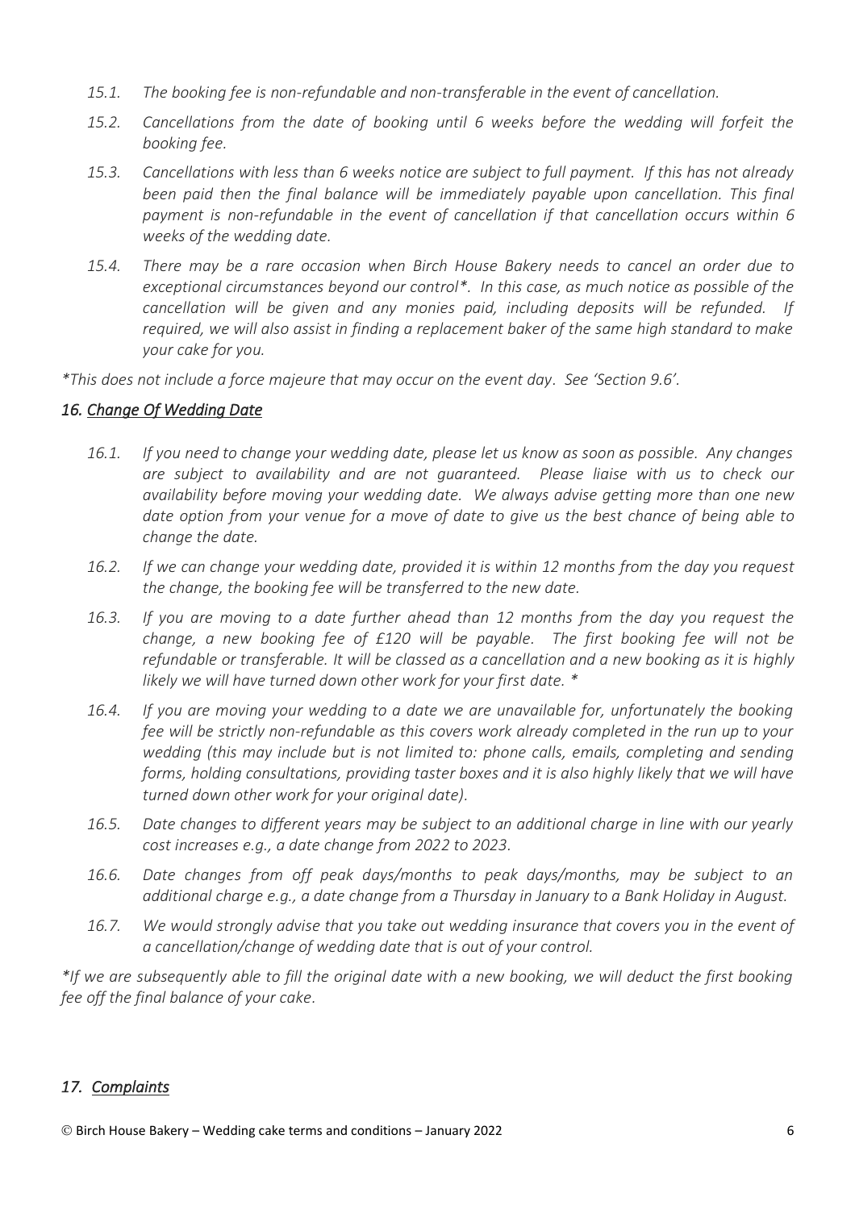*15.1. The booking fee is non-refundable and non-transferable in the event of cancellation.*

*15.2. Cancellations from the date of booking until 6 weeks before the wedding will forfeit the booking fee.*

*15.3. Cancellations with less than 6 weeks notice are subject to full payment. If this has not already been paid then the final balance will be immediately payable upon cancellation. This final payment is non-refundable in the event of cancellation if that cancellation occurs within 6 weeks of the wedding date.*

*15.4. There may be a rare occasion when Birch House Bakery needs to cancel an order due to exceptional circumstances beyond our control*. In this case, as much notice as possible of the cancellation will be given and any monies paid, including deposits will be refunded. If required, we will also assist in finding a replacement baker of the same high standard to make your cake for you.*

**This does not include a force majeure that may occur on the event day. See 'Section 9.6'.*

## *16. Change Of Wedding Date*

*16.1. If you need to change your wedding date, please let us know as soon as possible. Any changes are subject to availability and are not guaranteed. Please liaise with us to check our availability before moving your wedding date. We always advise getting more than one new date option from your venue for a move of date to give us the best chance of being able to change the date.*

*16.2. If we can change your wedding date, provided it is within 12 months from the day you request the change, the booking fee will be transferred to the new date.*

*16.3. If you are moving to a date further ahead than 12 months from the day you request the change, a new booking fee of £120 will be payable. The first booking fee will not be refundable or transferable. It will be classed as a cancellation and a new booking as it is highly likely we will have turned down other work for your first date. **

*16.4. If you are moving your wedding to a date we are unavailable for, unfortunately the booking fee will be strictly non-refundable as this covers work already completed in the run up to your wedding (this may include but is not limited to: phone calls, emails, completing and sending forms, holding consultations, providing taster boxes and it is also highly likely that we will have turned down other work for your original date).*

*16.5. Date changes to different years may be subject to an additional charge in line with our yearly cost increases e.g., a date change from 2022 to 2023.*

*16.6. Date changes from off peak days/months to peak days/months, may be subject to an additional charge e.g., a date change from a Thursday in January to a Bank Holiday in August.*

*16.7. We would strongly advise that you take out wedding insurance that covers you in the event of a cancellation/change of wedding date that is out of your control.*

**If we are subsequently able to fill the original date with a new booking, we will deduct the first booking fee off the final balance of your cake.*

## *17. Complaints*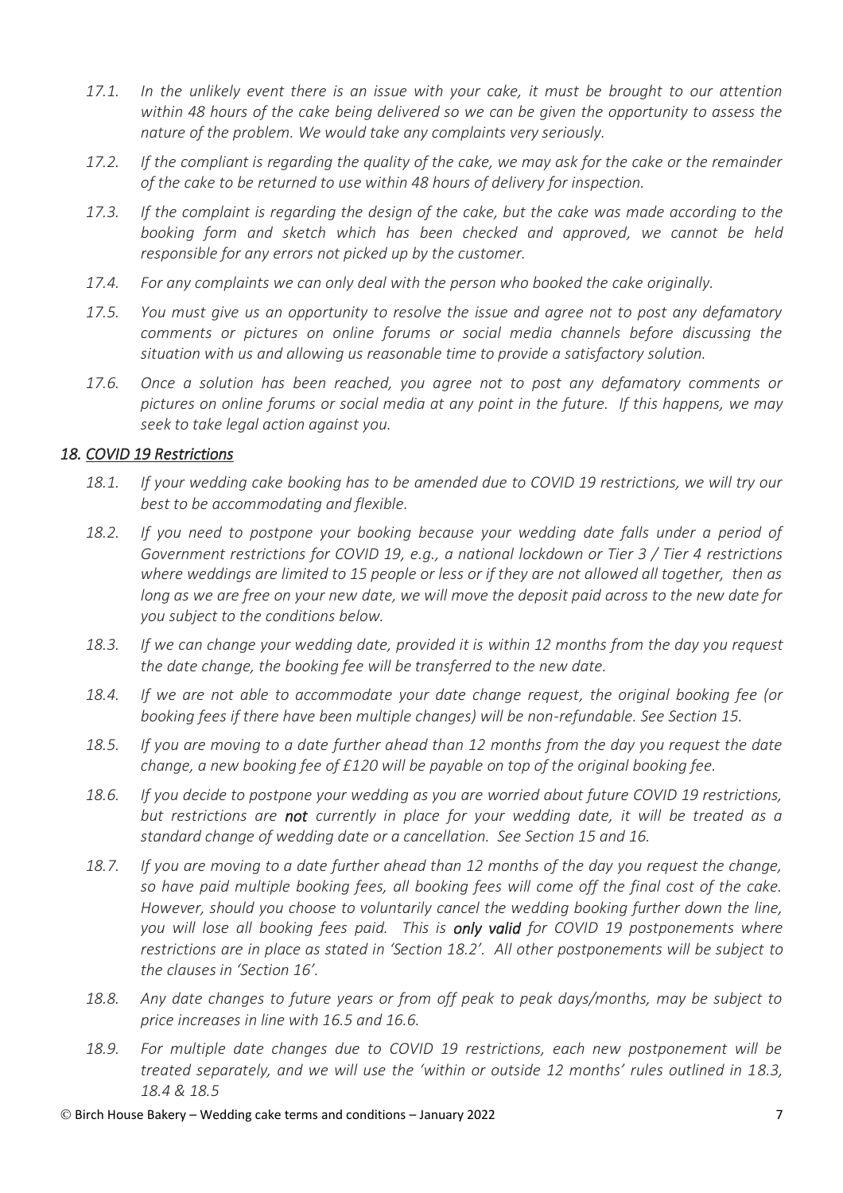*17.1. In the unlikely event there is an issue with your cake, it must be brought to our attention within 48 hours of the cake being delivered so we can be given the opportunity to assess the nature of the problem. We would take any complaints very seriously.*

*17.2. If the compliant is regarding the quality of the cake, we may ask for the cake or the remainder of the cake to be returned to use within 48 hours of delivery for inspection.*

*17.3. If the complaint is regarding the design of the cake, but the cake was made according to the booking form and sketch which has been checked and approved, we cannot be held responsible for any errors not picked up by the customer.*

*17.4. For any complaints we can only deal with the person who booked the cake originally.*

*17.5. You must give us an opportunity to resolve the issue and agree not to post any defamatory comments or pictures on online forums or social media channels before discussing the situation with us and allowing us reasonable time to provide a satisfactory solution.*

*17.6. Once a solution has been reached, you agree not to post any defamatory comments or pictures on online forums or social media at any point in the future. If this happens, we may seek to take legal action against you.*

## *18. COVID 19 Restrictions*

*18.1. If your wedding cake booking has to be amended due to COVID 19 restrictions, we will try our best to be accommodating and flexible.*

*18.2. If you need to postpone your booking because your wedding date falls under a period of Government restrictions for COVID 19, e.g., a national lockdown or Tier 3 / Tier 4 restrictions where weddings are limited to 15 people or less or if they are not allowed all together, then as long as we are free on your new date, we will move the deposit paid across to the new date for you subject to the conditions below.*

*18.3. If we can change your wedding date, provided it is within 12 months from the day you request the date change, the booking fee will be transferred to the new date.*

*18.4. If we are not able to accommodate your date change request, the original booking fee (or booking fees if there have been multiple changes) will be non-refundable. See Section 15.*

*18.5. If you are moving to a date further ahead than 12 months from the day you request the date change, a new booking fee of £120 will be payable on top of the original booking fee.*

*18.6. If you decide to postpone your wedding as you are worried about future COVID 19 restrictions, but restrictions are* ***not*** *currently in place for your wedding date, it will be treated as a standard change of wedding date or a cancellation. See Section 15 and 16.*

*18.7. If you are moving to a date further ahead than 12 months of the day you request the change, so have paid multiple booking fees, all booking fees will come off the final cost of the cake. However, should you choose to voluntarily cancel the wedding booking further down the line, you will lose all booking fees paid. This is* ***only valid*** *for COVID 19 postponements where restrictions are in place as stated in 'Section 18.2'. All other postponements will be subject to the clauses in 'Section 16'.*

*18.8. Any date changes to future years or from off peak to peak days/months, may be subject to price increases in line with 16.5 and 16.6.*

*18.9. For multiple date changes due to COVID 19 restrictions, each new postponement will be treated separately, and we will use the 'within or outside 12 months' rules outlined in 18.3, 18.4 & 18.5*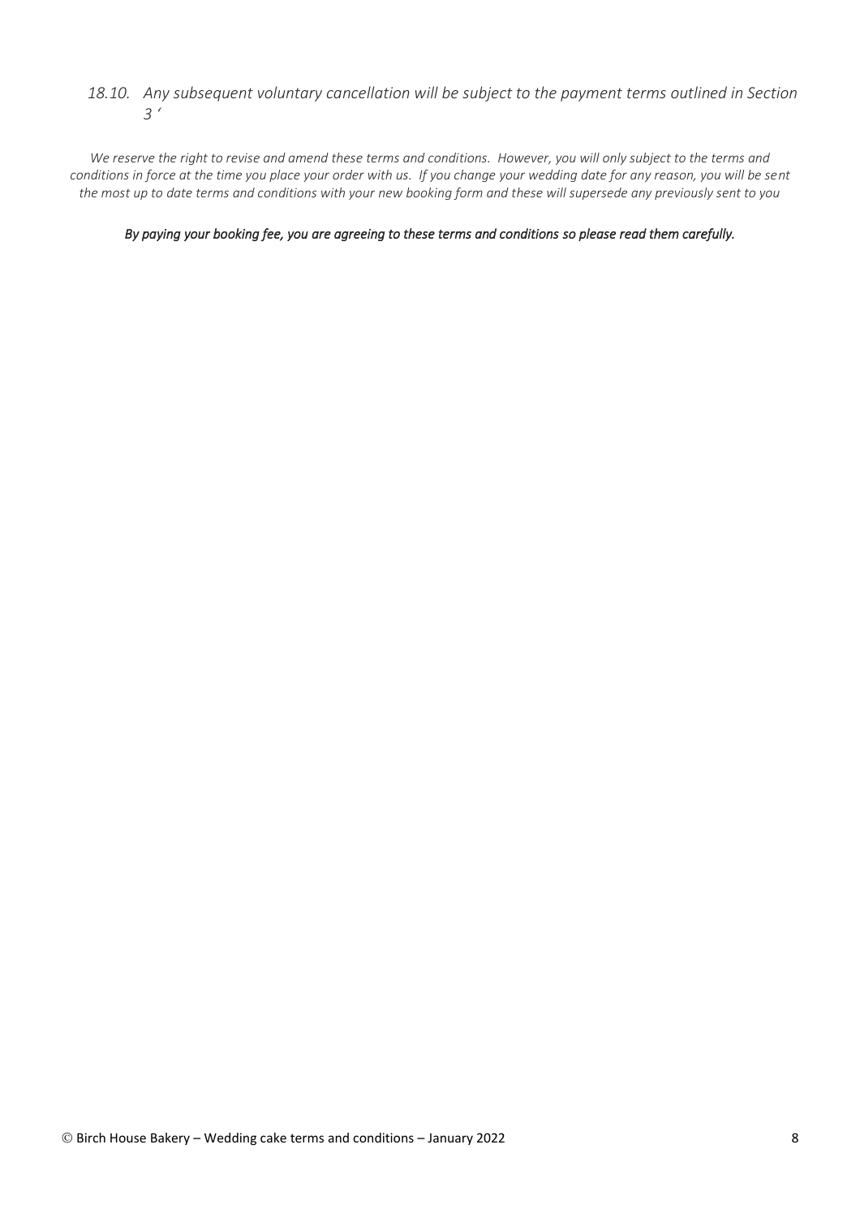*18.10. Any subsequent voluntary cancellation will be subject to the payment terms outlined in Section 3 '*

*We reserve the right to revise and amend these terms and conditions. However, you will only subject to the terms and conditions in force at the time you place your order with us. If you change your wedding date for any reason, you will be sent the most up to date terms and conditions with your new booking form and these will supersede any previously sent to you*

***By paying your booking fee, you are agreeing to these terms and conditions so please read them carefully.***